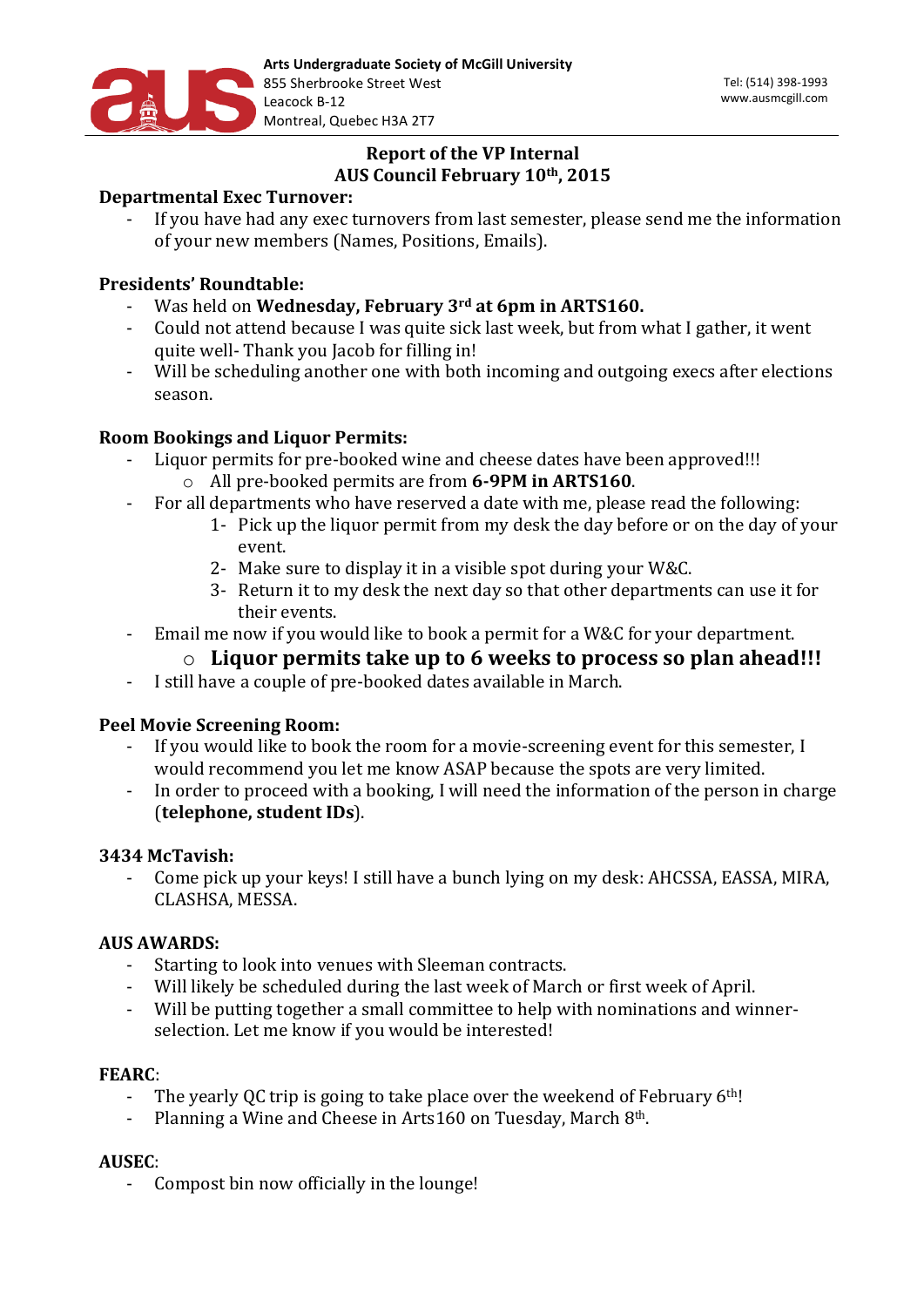Arts Undergraduate Society of McGill University
855 Sherbrooke Street West
Leacock B-12
Montreal, Quebec H3A 2T7

Tel: (514) 398-1993
www.ausmcgill.com

## Report of the VP Internal
## AUS Council February 10th, 2015

**Departmental Exec Turnover:**

- If you have had any exec turnovers from last semester, please send me the information of your new members (Names, Positions, Emails).

**Presidents' Roundtable:**

- Was held on **Wednesday, February 3rd at 6pm in ARTS160.**
- Could not attend because I was quite sick last week, but from what I gather, it went quite well- Thank you Jacob for filling in!
- Will be scheduling another one with both incoming and outgoing execs after elections season.

**Room Bookings and Liquor Permits:**

- Liquor permits for pre-booked wine and cheese dates have been approved!!!
  - All pre-booked permits are from **6-9PM in ARTS160**.
- For all departments who have reserved a date with me, please read the following:
  1. Pick up the liquor permit from my desk the day before or on the day of your event.
  2. Make sure to display it in a visible spot during your W&C.
  3. Return it to my desk the next day so that other departments can use it for their events.
- Email me now if you would like to book a permit for a W&C for your department.
  - **Liquor permits take up to 6 weeks to process so plan ahead!!!**
- I still have a couple of pre-booked dates available in March.

**Peel Movie Screening Room:**

- If you would like to book the room for a movie-screening event for this semester, I would recommend you let me know ASAP because the spots are very limited.
- In order to proceed with a booking, I will need the information of the person in charge (**telephone, student IDs**).

**3434 McTavish:**

- Come pick up your keys! I still have a bunch lying on my desk: AHCSSA, EASSA, MIRA, CLASHSA, MESSA.

**AUS AWARDS:**

- Starting to look into venues with Sleeman contracts.
- Will likely be scheduled during the last week of March or first week of April.
- Will be putting together a small committee to help with nominations and winner-selection. Let me know if you would be interested!

**FEARC**:

- The yearly QC trip is going to take place over the weekend of February 6th!
- Planning a Wine and Cheese in Arts160 on Tuesday, March 8th.

**AUSEC**:

- Compost bin now officially in the lounge!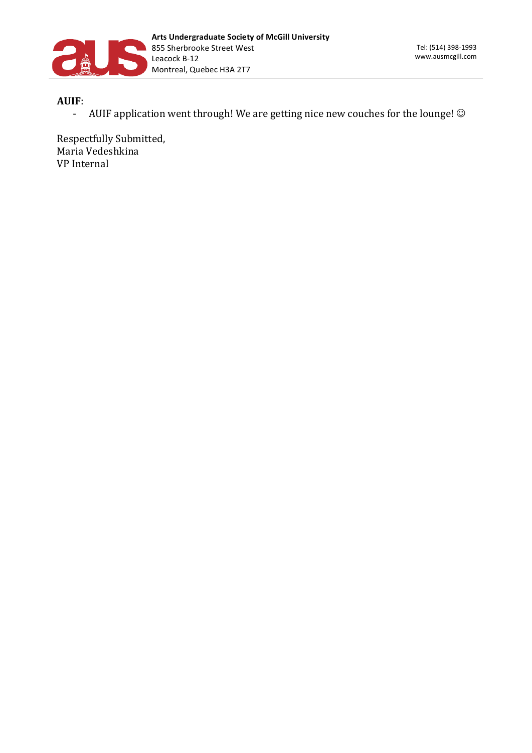**AUIF**:

- AUIF application went through! We are getting nice new couches for the lounge! ☺

Respectfully Submitted,
Maria Vedeshkina
VP Internal